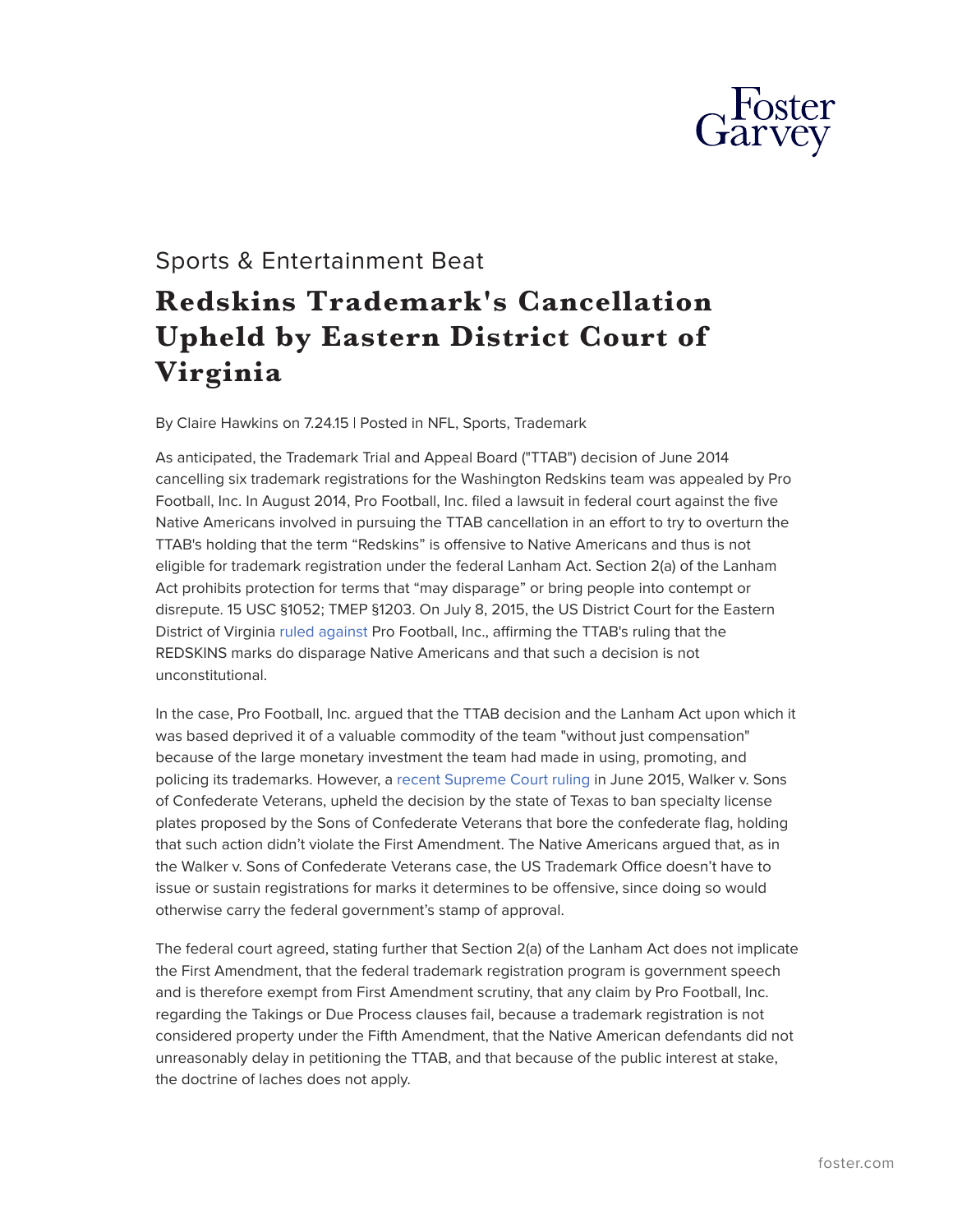Sports & Entertainment Beat

# Redskins Trademark's Cancellation Upheld by Eastern District Court of Virginia

By Claire Hawkins on 7.24.15 | Posted in NFL, Sports, Trademark

As anticipated, the Trademark Trial and Appeal Board ("TTAB") decision of June 2014 cancelling six trademark registrations for the Washington Redskins team was appealed by Pro Football, Inc. In August 2014, Pro Football, Inc. filed a lawsuit in federal court against the five Native Americans involved in pursuing the TTAB cancellation in an effort to try to overturn the TTAB's holding that the term "Redskins" is offensive to Native Americans and thus is not eligible for trademark registration under the federal Lanham Act. Section 2(a) of the Lanham Act prohibits protection for terms that "may disparage" or bring people into contempt or disrepute. 15 USC §1052; TMEP §1203. On July 8, 2015, the US District Court for the Eastern District of Virginia ruled against Pro Football, Inc., affirming the TTAB's ruling that the REDSKINS marks do disparage Native Americans and that such a decision is not unconstitutional.

In the case, Pro Football, Inc. argued that the TTAB decision and the Lanham Act upon which it was based deprived it of a valuable commodity of the team "without just compensation" because of the large monetary investment the team had made in using, promoting, and policing its trademarks. However, a recent Supreme Court ruling in June 2015, Walker v. Sons of Confederate Veterans, upheld the decision by the state of Texas to ban specialty license plates proposed by the Sons of Confederate Veterans that bore the confederate flag, holding that such action didn't violate the First Amendment. The Native Americans argued that, as in the Walker v. Sons of Confederate Veterans case, the US Trademark Office doesn't have to issue or sustain registrations for marks it determines to be offensive, since doing so would otherwise carry the federal government's stamp of approval.

The federal court agreed, stating further that Section 2(a) of the Lanham Act does not implicate the First Amendment, that the federal trademark registration program is government speech and is therefore exempt from First Amendment scrutiny, that any claim by Pro Football, Inc. regarding the Takings or Due Process clauses fail, because a trademark registration is not considered property under the Fifth Amendment, that the Native American defendants did not unreasonably delay in petitioning the TTAB, and that because of the public interest at stake, the doctrine of laches does not apply.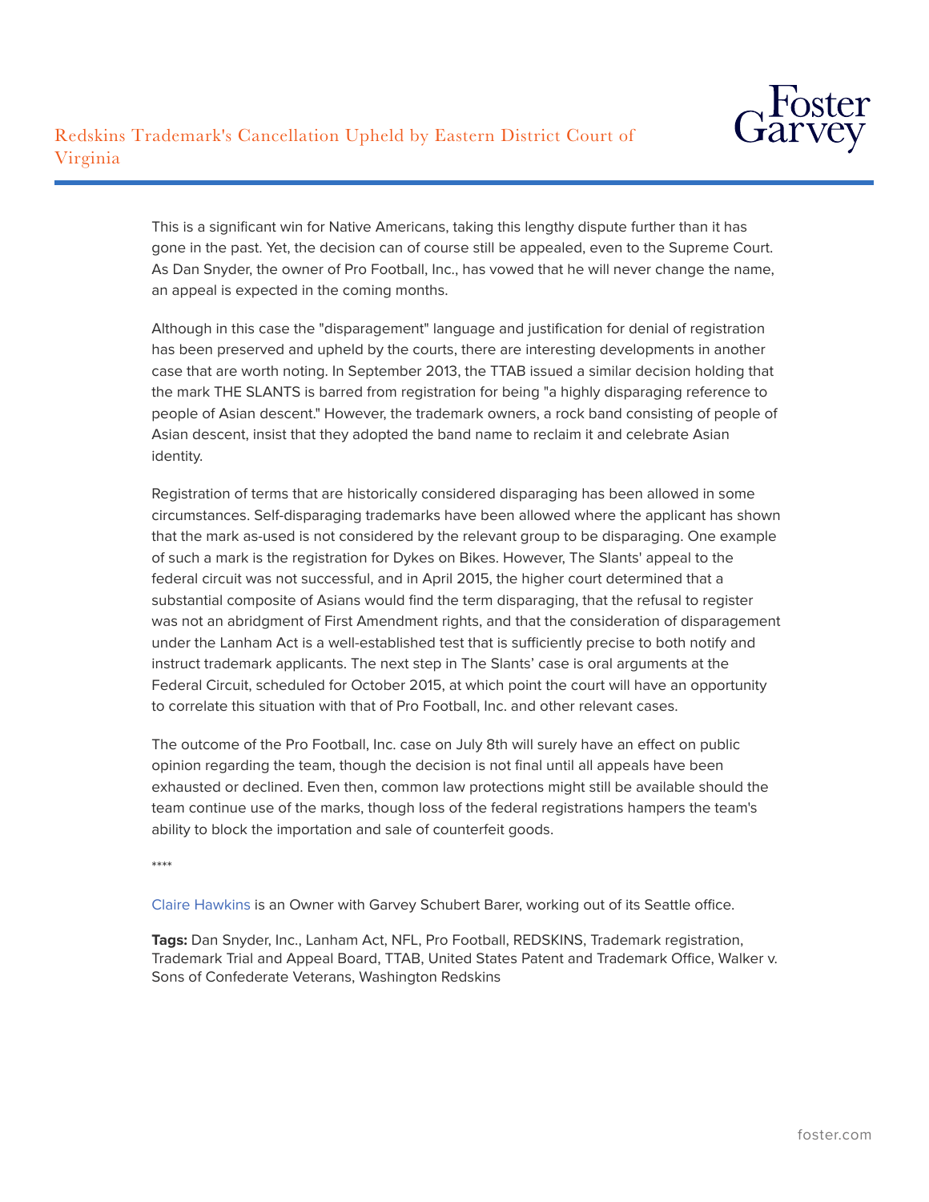This is a significant win for Native Americans, taking this lengthy dispute further than it has gone in the past. Yet, the decision can of course still be appealed, even to the Supreme Court. As Dan Snyder, the owner of Pro Football, Inc., has vowed that he will never change the name, an appeal is expected in the coming months.

Although in this case the "disparagement" language and justification for denial of registration has been preserved and upheld by the courts, there are interesting developments in another case that are worth noting. In September 2013, the TTAB issued a similar decision holding that the mark THE SLANTS is barred from registration for being "a highly disparaging reference to people of Asian descent." However, the trademark owners, a rock band consisting of people of Asian descent, insist that they adopted the band name to reclaim it and celebrate Asian identity.

Registration of terms that are historically considered disparaging has been allowed in some circumstances. Self-disparaging trademarks have been allowed where the applicant has shown that the mark as-used is not considered by the relevant group to be disparaging. One example of such a mark is the registration for Dykes on Bikes. However, The Slants' appeal to the federal circuit was not successful, and in April 2015, the higher court determined that a substantial composite of Asians would find the term disparaging, that the refusal to register was not an abridgment of First Amendment rights, and that the consideration of disparagement under the Lanham Act is a well-established test that is sufficiently precise to both notify and instruct trademark applicants. The next step in The Slants' case is oral arguments at the Federal Circuit, scheduled for October 2015, at which point the court will have an opportunity to correlate this situation with that of Pro Football, Inc. and other relevant cases.

The outcome of the Pro Football, Inc. case on July 8th will surely have an effect on public opinion regarding the team, though the decision is not final until all appeals have been exhausted or declined. Even then, common law protections might still be available should the team continue use of the marks, though loss of the federal registrations hampers the team's ability to block the importation and sale of counterfeit goods.

****

Claire Hawkins is an Owner with Garvey Schubert Barer, working out of its Seattle office.

**Tags:** Dan Snyder, Inc., Lanham Act, NFL, Pro Football, REDSKINS, Trademark registration, Trademark Trial and Appeal Board, TTAB, United States Patent and Trademark Office, Walker v. Sons of Confederate Veterans, Washington Redskins